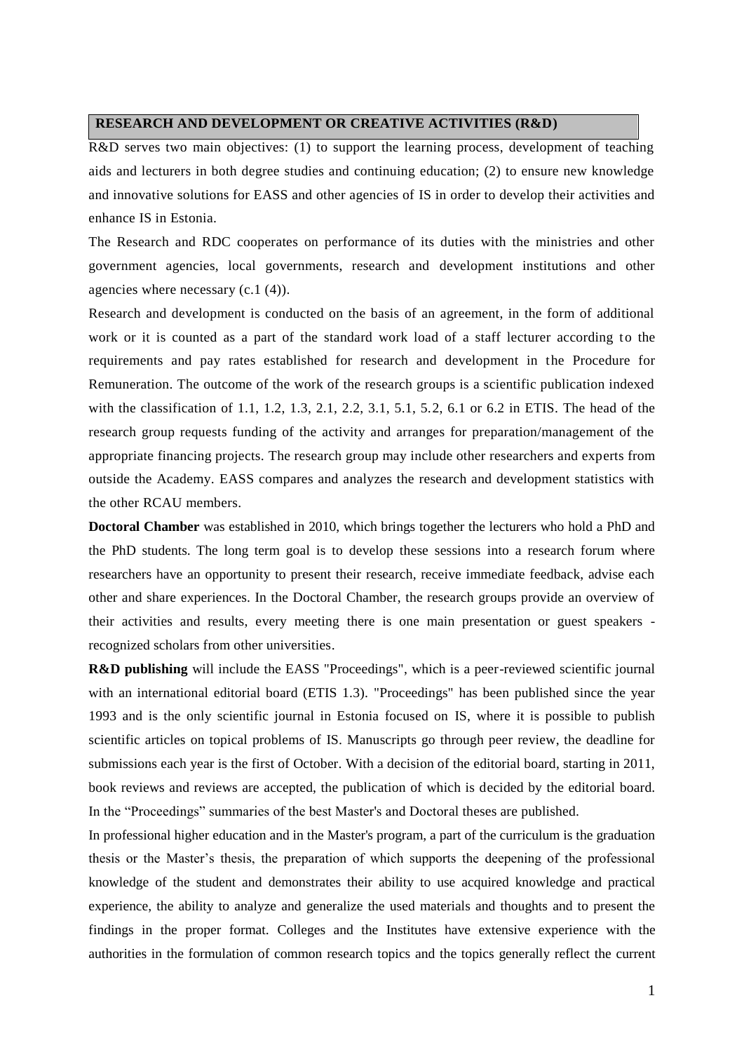## RESEARCH AND DEVELOPMENT OR CREATIVE ACTIVITIES (R&D)

R&D serves two main objectives: (1) to support the learning process, development of teaching aids and lecturers in both degree studies and continuing education; (2) to ensure new knowledge and innovative solutions for EASS and other agencies of IS in order to develop their activities and enhance IS in Estonia.

The Research and RDC cooperates on performance of its duties with the ministries and other government agencies, local governments, research and development institutions and other agencies where necessary (c.1 (4)).

Research and development is conducted on the basis of an agreement, in the form of additional work or it is counted as a part of the standard work load of a staff lecturer according to the requirements and pay rates established for research and development in the Procedure for Remuneration. The outcome of the work of the research groups is a scientific publication indexed with the classification of 1.1, 1.2, 1.3, 2.1, 2.2, 3.1, 5.1, 5.2, 6.1 or 6.2 in ETIS. The head of the research group requests funding of the activity and arranges for preparation/management of the appropriate financing projects. The research group may include other researchers and experts from outside the Academy. EASS compares and analyzes the research and development statistics with the other RCAU members.

**Doctoral Chamber** was established in 2010, which brings together the lecturers who hold a PhD and the PhD students. The long term goal is to develop these sessions into a research forum where researchers have an opportunity to present their research, receive immediate feedback, advise each other and share experiences. In the Doctoral Chamber, the research groups provide an overview of their activities and results, every meeting there is one main presentation or guest speakers - recognized scholars from other universities.

**R&D publishing** will include the EASS "Proceedings", which is a peer-reviewed scientific journal with an international editorial board (ETIS 1.3). "Proceedings" has been published since the year 1993 and is the only scientific journal in Estonia focused on IS, where it is possible to publish scientific articles on topical problems of IS. Manuscripts go through peer review, the deadline for submissions each year is the first of October. With a decision of the editorial board, starting in 2011, book reviews and reviews are accepted, the publication of which is decided by the editorial board. In the "Proceedings" summaries of the best Master's and Doctoral theses are published.

In professional higher education and in the Master's program, a part of the curriculum is the graduation thesis or the Master's thesis, the preparation of which supports the deepening of the professional knowledge of the student and demonstrates their ability to use acquired knowledge and practical experience, the ability to analyze and generalize the used materials and thoughts and to present the findings in the proper format. Colleges and the Institutes have extensive experience with the authorities in the formulation of common research topics and the topics generally reflect the current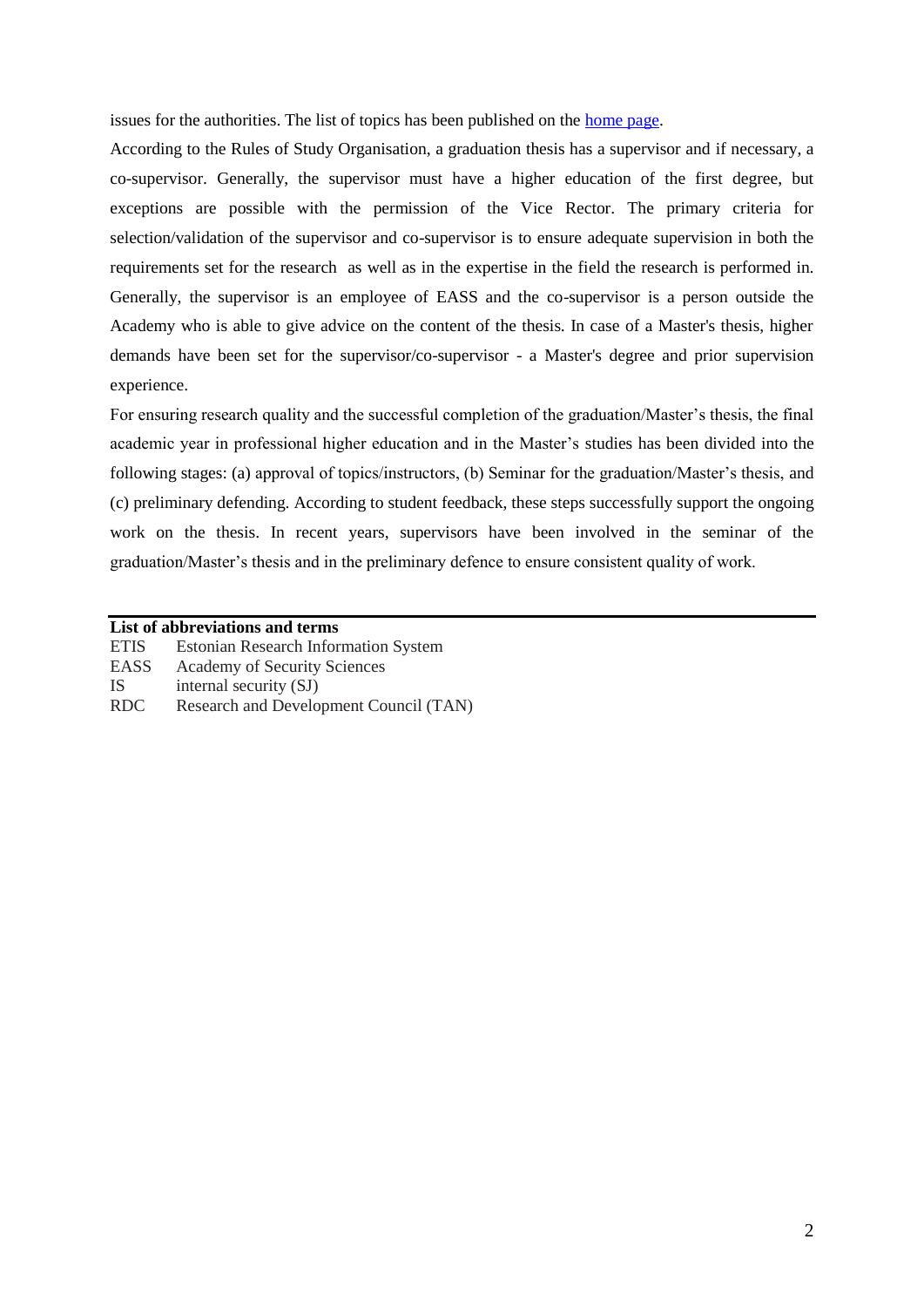issues for the authorities. The list of topics has been published on the home page.

According to the Rules of Study Organisation, a graduation thesis has a supervisor and if necessary, a co-supervisor. Generally, the supervisor must have a higher education of the first degree, but exceptions are possible with the permission of the Vice Rector. The primary criteria for selection/validation of the supervisor and co-supervisor is to ensure adequate supervision in both the requirements set for the research as well as in the expertise in the field the research is performed in. Generally, the supervisor is an employee of EASS and the co-supervisor is a person outside the Academy who is able to give advice on the content of the thesis. In case of a Master's thesis, higher demands have been set for the supervisor/co-supervisor - a Master's degree and prior supervision experience.

For ensuring research quality and the successful completion of the graduation/Master's thesis, the final academic year in professional higher education and in the Master's studies has been divided into the following stages: (a) approval of topics/instructors, (b) Seminar for the graduation/Master's thesis, and (c) preliminary defending. According to student feedback, these steps successfully support the ongoing work on the thesis. In recent years, supervisors have been involved in the seminar of the graduation/Master's thesis and in the preliminary defence to ensure consistent quality of work.

**List of abbreviations and terms**

| | |
|---|---|
| ETIS | Estonian Research Information System |
| EASS | Academy of Security Sciences |
| IS | internal security (SJ) |
| RDC | Research and Development Council (TAN) |